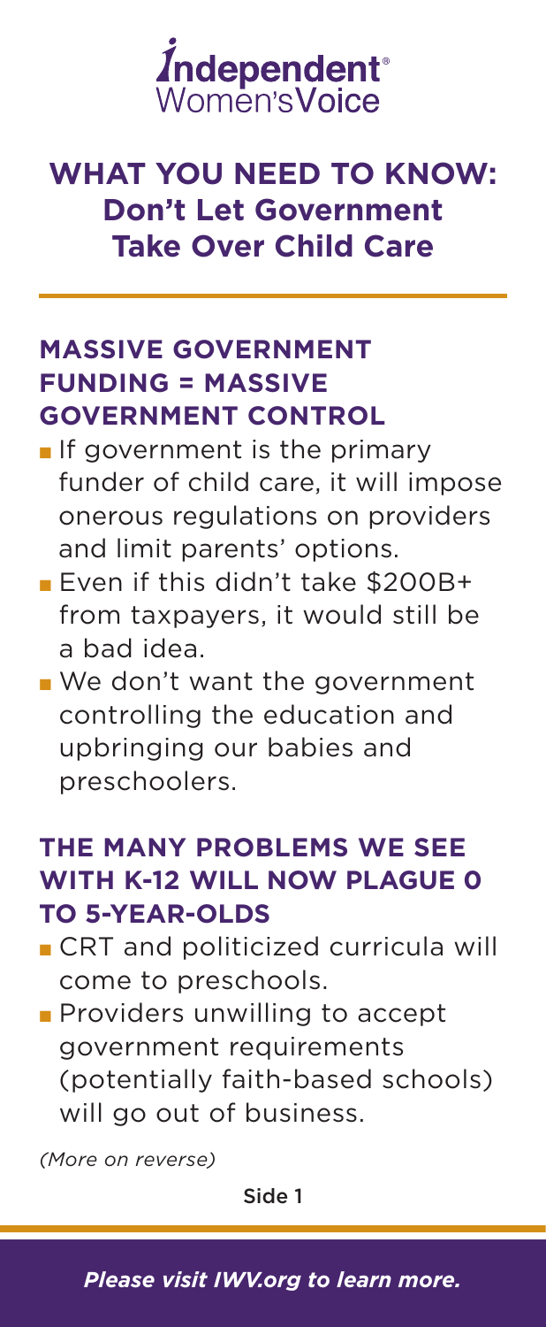Independent Women's Voice

# WHAT YOU NEED TO KNOW: Don't Let Government Take Over Child Care

## MASSIVE GOVERNMENT FUNDING = MASSIVE GOVERNMENT CONTROL

- If government is the primary funder of child care, it will impose onerous regulations on providers and limit parents' options.
- Even if this didn't take $200B+ from taxpayers, it would still be a bad idea.
- We don't want the government controlling the education and upbringing our babies and preschoolers.

## THE MANY PROBLEMS WE SEE WITH K-12 WILL NOW PLAGUE 0 TO 5-YEAR-OLDS

- CRT and politicized curricula will come to preschools.
- Providers unwilling to accept government requirements (potentially faith-based schools) will go out of business.

*(More on reverse)*

Side 1

***Please visit IWV.org to learn more.***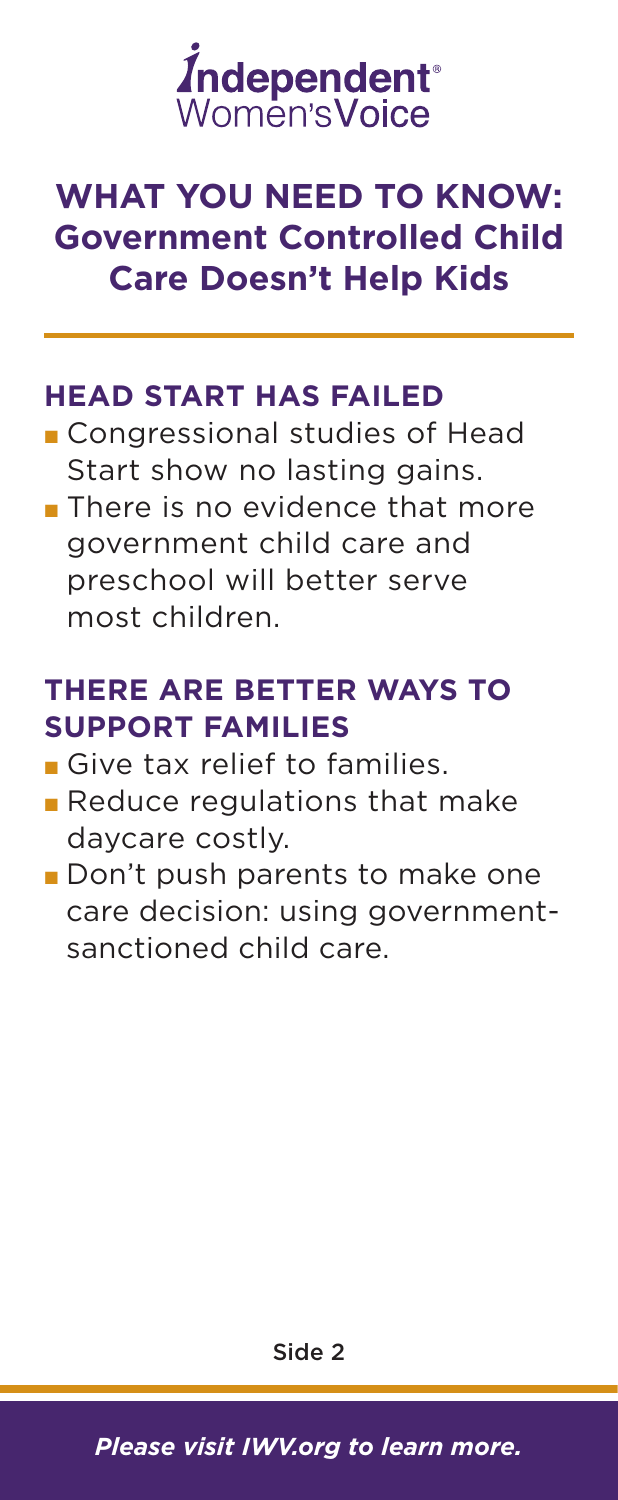Independent Women's Voice

# WHAT YOU NEED TO KNOW: Government Controlled Child Care Doesn't Help Kids

## HEAD START HAS FAILED

- Congressional studies of Head Start show no lasting gains.
- There is no evidence that more government child care and preschool will better serve most children.

## THERE ARE BETTER WAYS TO SUPPORT FAMILIES

- Give tax relief to families.
- Reduce regulations that make daycare costly.
- Don't push parents to make one care decision: using government-sanctioned child care.

Side 2

***Please visit IWV.org to learn more.***